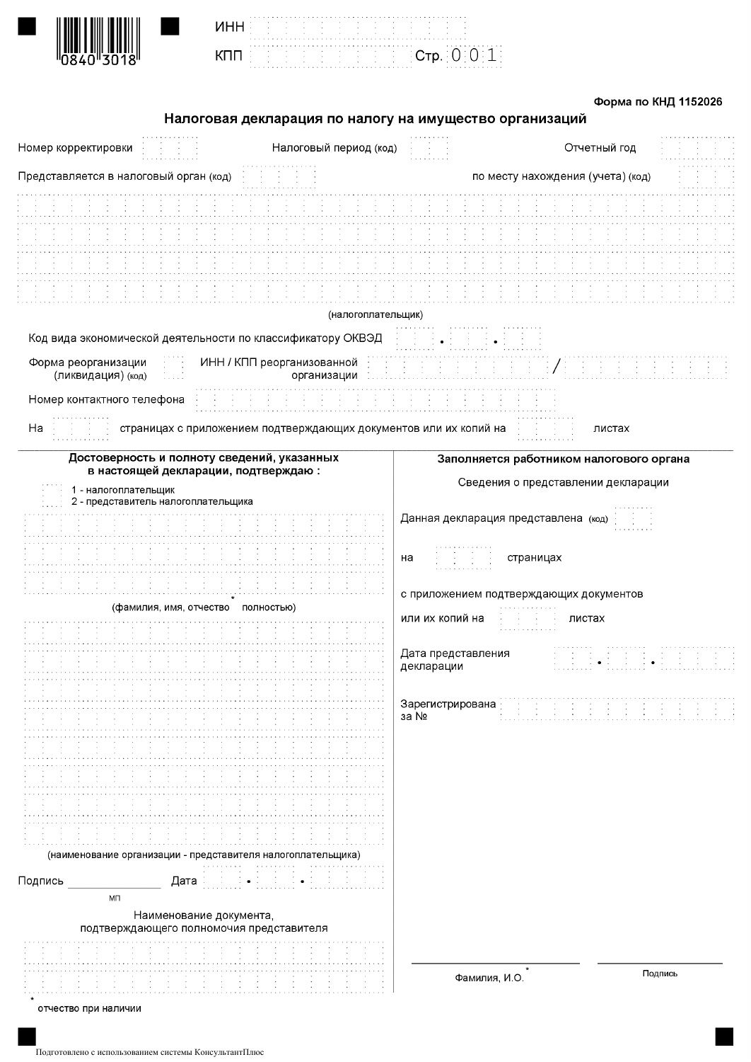0840 3018

ИНН

КПП

Стр. 001

**Форма по КНД 1152026**

## Налоговая декларация по налогу на имущество организаций

Номер корректировки

Налоговый период (код)

Отчетный год

Представляется в налоговый орган (код)

по месту нахождения (учета) (код)

(налогоплательщик)

Код вида экономической деятельности по классификатору ОКВЭД . .

Форма реорганизации (ликвидация) (код)

ИНН / КПП реорганизованной организации /

Номер контактного телефона

На страницах с приложением подтверждающих документов или их копий на листах

**Достоверность и полноту сведений, указанных в настоящей декларации, подтверждаю :**

1 - налогоплательщик
2 - представитель налогоплательщика

(фамилия, имя, отчество* полностью)

(наименование организации - представителя налогоплательщика)

Подпись Дата . .

МП

Наименование документа, подтверждающего полномочия представителя

**Заполняется работником налогового органа**

Сведения о представлении декларации

Данная декларация представлена (код)

на страницах

с приложением подтверждающих документов или их копий на листах

Дата представления декларации . .

Зарегистрирована за №

Фамилия, И.О.*

Подпись

* отчество при наличии

Подготовлено с использованием системы КонсультантПлюс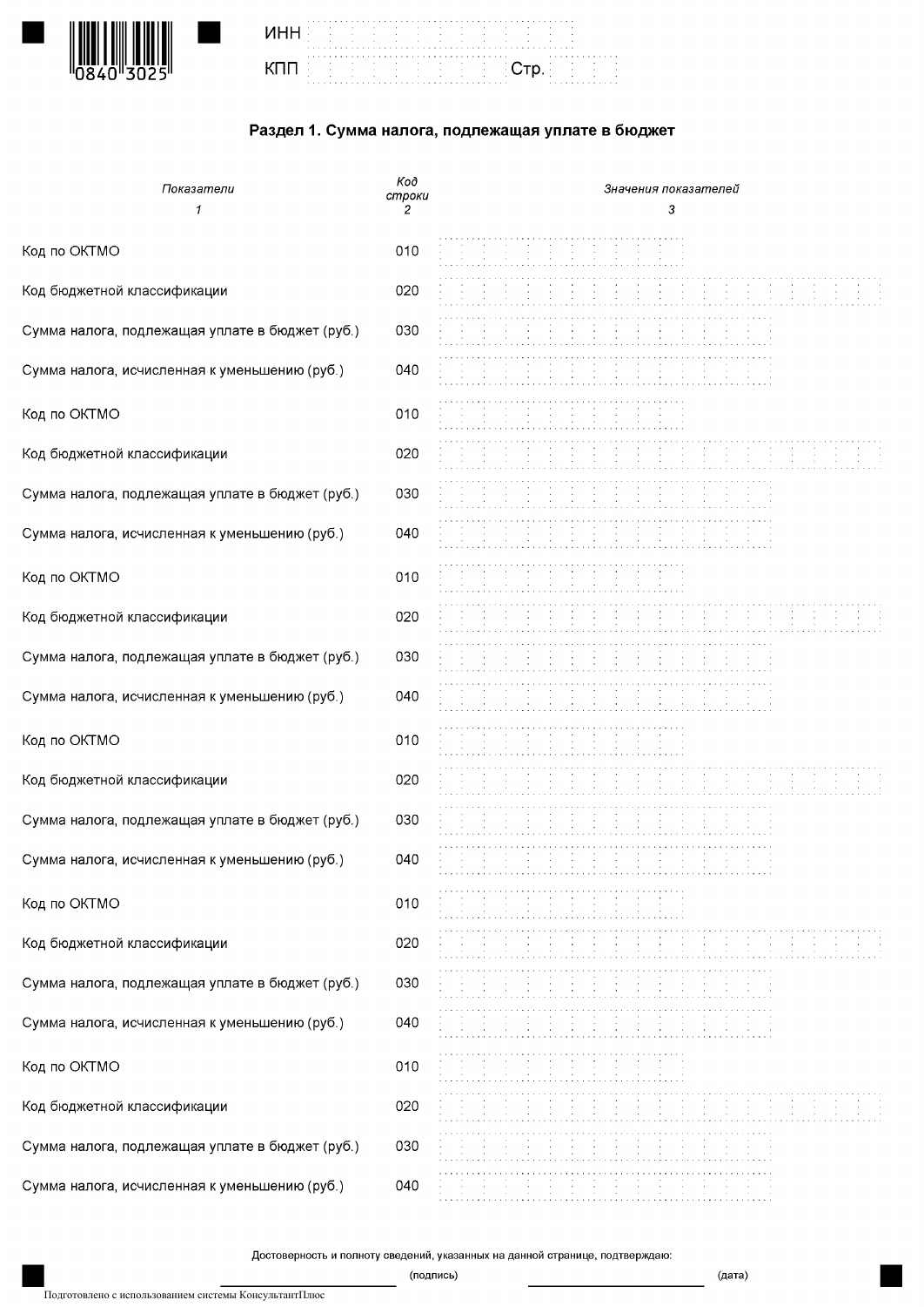0840 3025

ИНН

КПП Стр.

## Раздел 1. Сумма налога, подлежащая уплате в бюджет

| *Показатели* | *Код строки* | *Значения показателей* |
|---|---|---|
| *1* | *2* | *3* |
| Код по ОКТМО | 010 | |
| Код бюджетной классификации | 020 | |
| Сумма налога, подлежащая уплате в бюджет (руб.) | 030 | |
| Сумма налога, исчисленная к уменьшению (руб.) | 040 | |
| Код по ОКТМО | 010 | |
| Код бюджетной классификации | 020 | |
| Сумма налога, подлежащая уплате в бюджет (руб.) | 030 | |
| Сумма налога, исчисленная к уменьшению (руб.) | 040 | |
| Код по ОКТМО | 010 | |
| Код бюджетной классификации | 020 | |
| Сумма налога, подлежащая уплате в бюджет (руб.) | 030 | |
| Сумма налога, исчисленная к уменьшению (руб.) | 040 | |
| Код по ОКТМО | 010 | |
| Код бюджетной классификации | 020 | |
| Сумма налога, подлежащая уплате в бюджет (руб.) | 030 | |
| Сумма налога, исчисленная к уменьшению (руб.) | 040 | |
| Код по ОКТМО | 010 | |
| Код бюджетной классификации | 020 | |
| Сумма налога, подлежащая уплате в бюджет (руб.) | 030 | |
| Сумма налога, исчисленная к уменьшению (руб.) | 040 | |
| Код по ОКТМО | 010 | |
| Код бюджетной классификации | 020 | |
| Сумма налога, подлежащая уплате в бюджет (руб.) | 030 | |
| Сумма налога, исчисленная к уменьшению (руб.) | 040 | |

Достоверность и полноту сведений, указанных на данной странице, подтверждаю:

_______________ (подпись) _______________ (дата)

Подготовлено с использованием системы КонсультантПлюс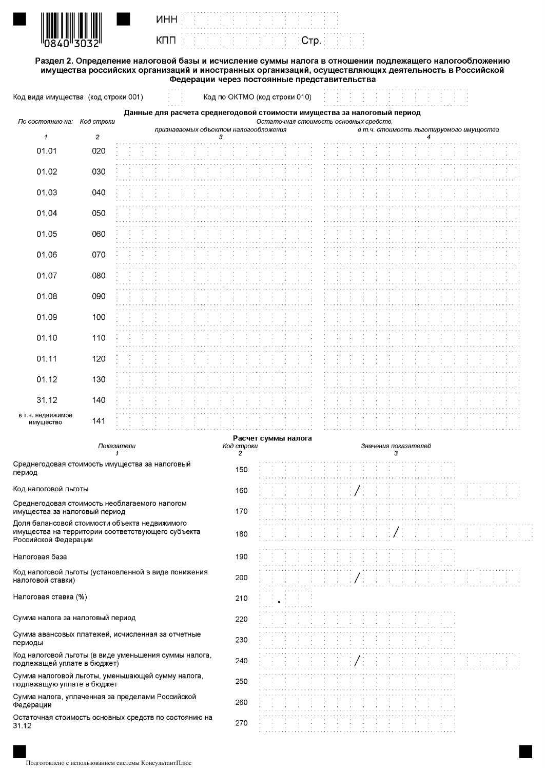0840 3032

ИНН

КПП Стр.

## Раздел 2. Определение налоговой базы и исчисление суммы налога в отношении подлежащего налогообложению имущества российских организаций и иностранных организаций, осуществляющих деятельность в Российской Федерации через постоянные представительства

Код вида имущества (код строки 001) Код по ОКТМО (код строки 010)

**Данные для расчета среднегодовой стоимости имущества за налоговый период**

| *По состоянию на:* | *Код строки* | *Остаточная стоимость основных средств, признаваемых объектом налогообложения* | *в т.ч. стоимость льготируемого имущества* |
|---|---|---|---|
| *1* | *2* | *3* | *4* |
| 01.01 | 020 | | |
| 01.02 | 030 | | |
| 01.03 | 040 | | |
| 01.04 | 050 | | |
| 01.05 | 060 | | |
| 01.06 | 070 | | |
| 01.07 | 080 | | |
| 01.08 | 090 | | |
| 01.09 | 100 | | |
| 01.10 | 110 | | |
| 01.11 | 120 | | |
| 01.12 | 130 | | |
| 31.12 | 140 | | |
| в т.ч. недвижимое имущество | 141 | | |

**Расчет суммы налога**

| *Показатели* | *Код строки* | *Значения показателей* |
|---|---|---|
| *1* | *2* | *3* |
| Среднегодовая стоимость имущества за налоговый период | 150 | |
| Код налоговой льготы | 160 | / |
| Среднегодовая стоимость необлагаемого налогом имущества за налоговый период | 170 | |
| Доля балансовой стоимости объекта недвижимого имущества на территории соответствующего субъекта Российской Федерации | 180 | / |
| Налоговая база | 190 | |
| Код налоговой льготы (установленной в виде понижения налоговой ставки) | 200 | / |
| Налоговая ставка (%) | 210 | . |
| Сумма налога за налоговый период | 220 | |
| Сумма авансовых платежей, исчисленная за отчетные периоды | 230 | |
| Код налоговой льготы (в виде уменьшения суммы налога, подлежащей уплате в бюджет) | 240 | / |
| Сумма налоговой льготы, уменьшающей сумму налога, подлежащую уплате в бюджет | 250 | |
| Сумма налога, уплаченная за пределами Российской Федерации | 260 | |
| Остаточная стоимость основных средств по состоянию на 31.12 | 270 | |

Подготовлено с использованием системы КонсультантПлюс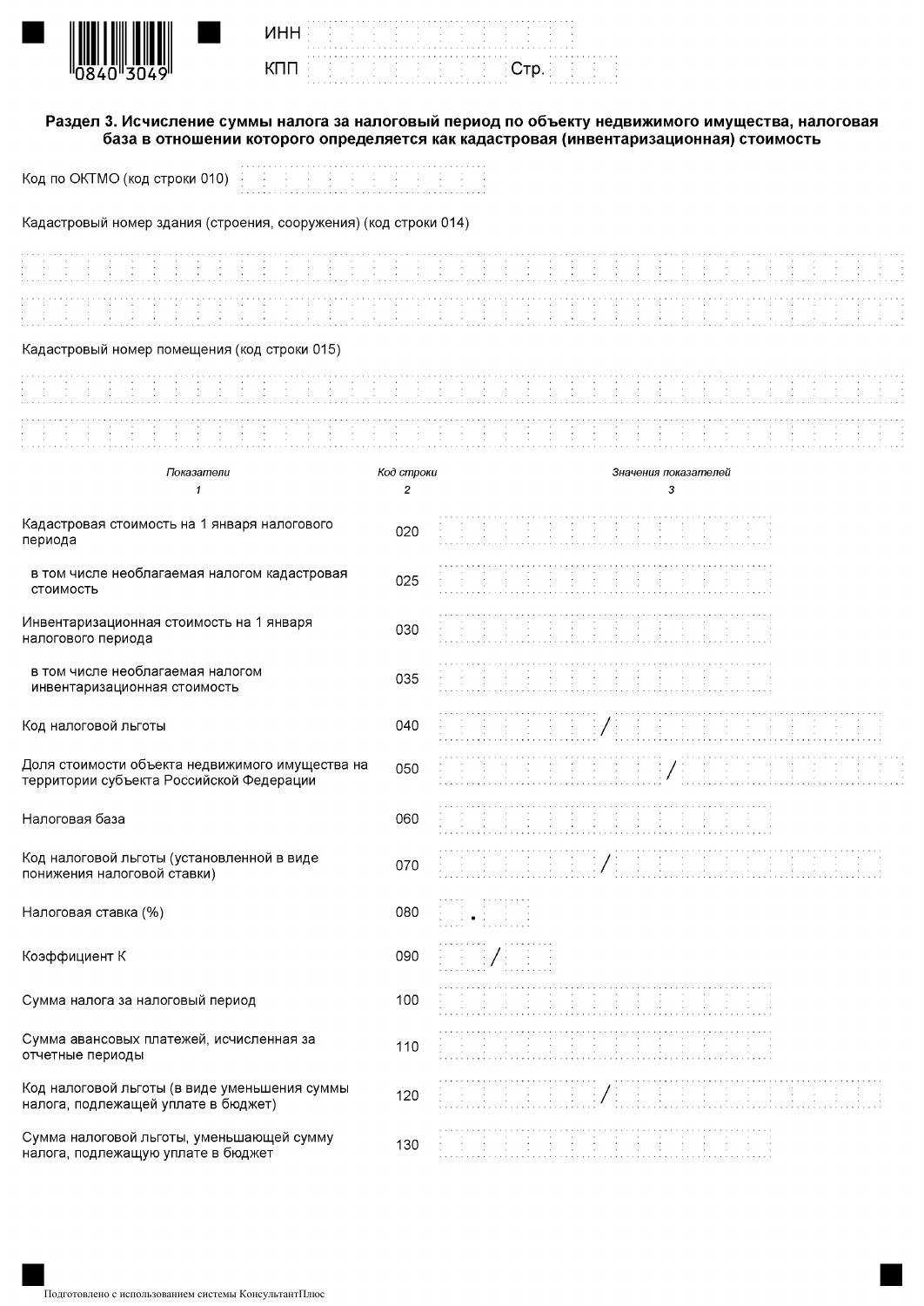0840 3049

ИНН

КПП  Стр.

## Раздел 3. Исчисление суммы налога за налоговый период по объекту недвижимого имущества, налоговая база в отношении которого определяется как кадастровая (инвентаризационная) стоимость

Код по ОКТМО (код строки 010)

Кадастровый номер здания (строения, сооружения) (код строки 014)

Кадастровый номер помещения (код строки 015)

| *Показатели* | *Код строки* | *Значения показателей* |
| --- | --- | --- |
| *1* | *2* | *3* |
| Кадастровая стоимость на 1 января налогового периода | 020 | |
| в том числе необлагаемая налогом кадастровая стоимость | 025 | |
| Инвентаризационная стоимость на 1 января налогового периода | 030 | |
| в том числе необлагаемая налогом инвентаризационная стоимость | 035 | |
| Код налоговой льготы | 040 | / |
| Доля стоимости объекта недвижимого имущества на территории субъекта Российской Федерации | 050 | / |
| Налоговая база | 060 | |
| Код налоговой льготы (установленной в виде понижения налоговой ставки) | 070 | / |
| Налоговая ставка (%) | 080 | . |
| Коэффициент К | 090 | / |
| Сумма налога за налоговый период | 100 | |
| Сумма авансовых платежей, исчисленная за отчетные периоды | 110 | |
| Код налоговой льготы (в виде уменьшения суммы налога, подлежащей уплате в бюджет) | 120 | / |
| Сумма налоговой льготы, уменьшающей сумму налога, подлежащую уплате в бюджет | 130 | |

Подготовлено с использованием системы КонсультантПлюс